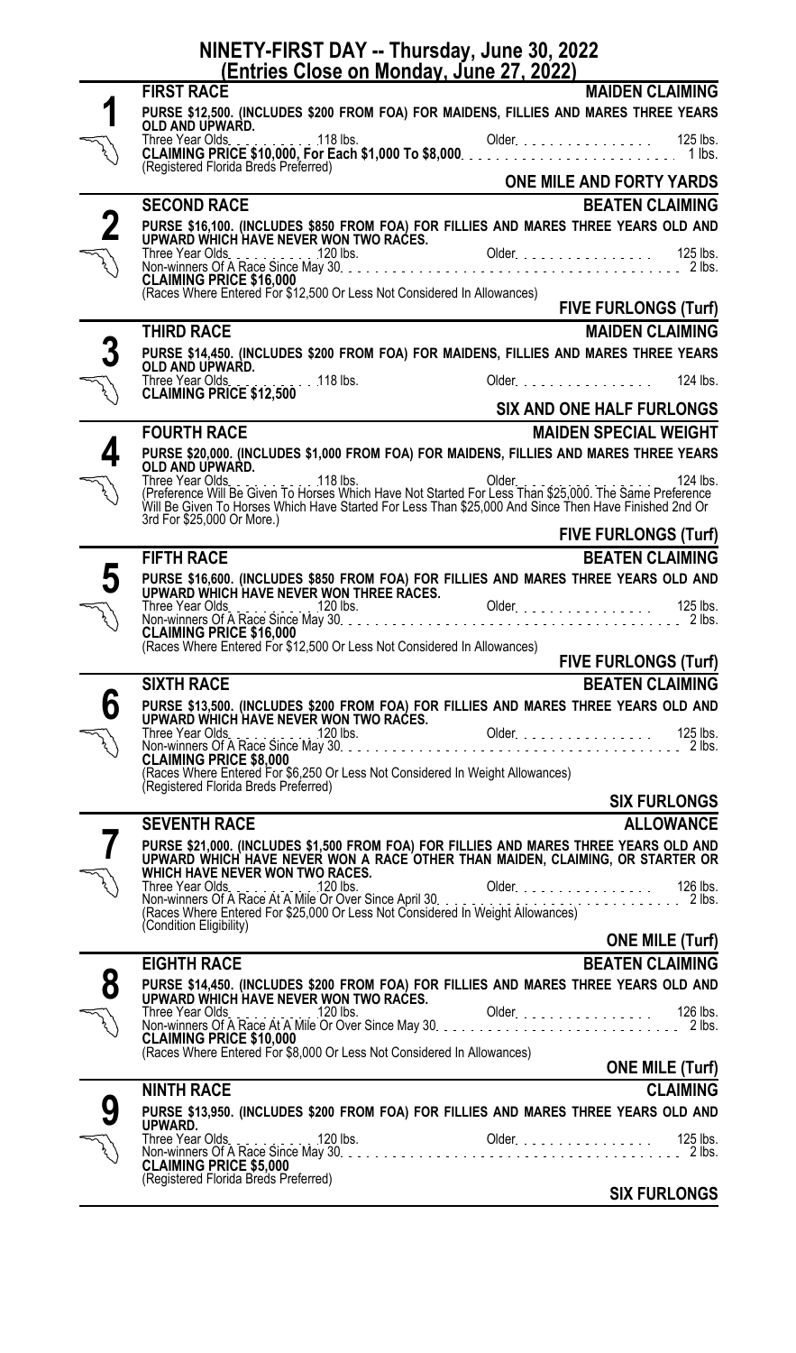# NINETY-FIRST DAY -- Thursday, June 30, 2022

## (Entries Close on Monday, June 27, 2022)

### 1 — FIRST RACE — MAIDEN CLAIMING

**PURSE $12,500. (INCLUDES $200 FROM FOA) FOR MAIDENS, FILLIES AND MARES THREE YEARS OLD AND UPWARD.**

Three Year Olds . . . . . . . . . . 118 lbs. Older . . . . . . . . . . . . . . . . 125 lbs.

**CLAIMING PRICE $10,000, For Each $1,000 To $8,000** . . . . . . . . . . . . . . . . . . . . . . . . 1 lbs.

(Registered Florida Breds Preferred)

**ONE MILE AND FORTY YARDS**

### 2 — SECOND RACE — BEATEN CLAIMING

**PURSE $16,100. (INCLUDES $850 FROM FOA) FOR FILLIES AND MARES THREE YEARS OLD AND UPWARD WHICH HAVE NEVER WON TWO RACES.**

Three Year Olds . . . . . . . . . . 120 lbs. Older . . . . . . . . . . . . . . . . 125 lbs.

Non-winners Of A Race Since May 30 . . . . . . . . . . . . . . . . . . . . . . . . . . . . . . . . . . . . . . . 2 lbs.

**CLAIMING PRICE $16,000**

(Races Where Entered For $12,500 Or Less Not Considered In Allowances)

**FIVE FURLONGS (Turf)**

### 3 — THIRD RACE — MAIDEN CLAIMING

**PURSE $14,450. (INCLUDES $200 FROM FOA) FOR MAIDENS, FILLIES AND MARES THREE YEARS OLD AND UPWARD.**

Three Year Olds . . . . . . . . . . 118 lbs. Older . . . . . . . . . . . . . . . . 124 lbs.

**CLAIMING PRICE $12,500**

**SIX AND ONE HALF FURLONGS**

### 4 — FOURTH RACE — MAIDEN SPECIAL WEIGHT

**PURSE $20,000. (INCLUDES $1,000 FROM FOA) FOR MAIDENS, FILLIES AND MARES THREE YEARS OLD AND UPWARD.**

Three Year Olds . . . . . . . . . . 118 lbs. Older . . . . . . . . . . . . . . . . 124 lbs.

(Preference Will Be Given To Horses Which Have Not Started For Less Than $25,000. The Same Preference Will Be Given To Horses Which Have Started For Less Than $25,000 And Since Then Have Finished 2nd Or 3rd For $25,000 Or More.)

**FIVE FURLONGS (Turf)**

### 5 — FIFTH RACE — BEATEN CLAIMING

**PURSE $16,600. (INCLUDES $850 FROM FOA) FOR FILLIES AND MARES THREE YEARS OLD AND UPWARD WHICH HAVE NEVER WON THREE RACES.**

Three Year Olds . . . . . . . . . . 120 lbs. Older . . . . . . . . . . . . . . . . 125 lbs.

Non-winners Of A Race Since May 30 . . . . . . . . . . . . . . . . . . . . . . . . . . . . . . . . . . . . . . . 2 lbs.

**CLAIMING PRICE $16,000**

(Races Where Entered For $12,500 Or Less Not Considered In Allowances)

**FIVE FURLONGS (Turf)**

### 6 — SIXTH RACE — BEATEN CLAIMING

**PURSE $13,500. (INCLUDES $200 FROM FOA) FOR FILLIES AND MARES THREE YEARS OLD AND UPWARD WHICH HAVE NEVER WON TWO RACES.**

Three Year Olds . . . . . . . . . . 120 lbs. Older . . . . . . . . . . . . . . . . 125 lbs.

Non-winners Of A Race Since May 30 . . . . . . . . . . . . . . . . . . . . . . . . . . . . . . . . . . . . . . . 2 lbs.

**CLAIMING PRICE $8,000**

(Races Where Entered For $6,250 Or Less Not Considered In Weight Allowances)

(Registered Florida Breds Preferred)

**SIX FURLONGS**

### 7 — SEVENTH RACE — ALLOWANCE

**PURSE $21,000. (INCLUDES $1,500 FROM FOA) FOR FILLIES AND MARES THREE YEARS OLD AND UPWARD WHICH HAVE NEVER WON A RACE OTHER THAN MAIDEN, CLAIMING, OR STARTER OR WHICH HAVE NEVER WON TWO RACES.**

Three Year Olds . . . . . . . . . . 120 lbs. Older . . . . . . . . . . . . . . . . 126 lbs.

Non-winners Of A Race At A Mile Or Over Since April 30 . . . . . . . . . . . . . . . . . . . . . . . . . . 2 lbs.

(Races Where Entered For $25,000 Or Less Not Considered In Weight Allowances)

(Condition Eligibility)

**ONE MILE (Turf)**

### 8 — EIGHTH RACE — BEATEN CLAIMING

**PURSE $14,450. (INCLUDES $200 FROM FOA) FOR FILLIES AND MARES THREE YEARS OLD AND UPWARD WHICH HAVE NEVER WON TWO RACES.**

Three Year Olds . . . . . . . . . . 120 lbs. Older . . . . . . . . . . . . . . . . 126 lbs.

Non-winners Of A Race At A Mile Or Over Since May 30 . . . . . . . . . . . . . . . . . . . . . . . . . . 2 lbs.

**CLAIMING PRICE $10,000**

(Races Where Entered For $8,000 Or Less Not Considered In Allowances)

**ONE MILE (Turf)**

### 9 — NINTH RACE — CLAIMING

**PURSE $13,950. (INCLUDES $200 FROM FOA) FOR FILLIES AND MARES THREE YEARS OLD AND UPWARD.**

Three Year Olds . . . . . . . . . . 120 lbs. Older . . . . . . . . . . . . . . . . 125 lbs.

Non-winners Of A Race Since May 30 . . . . . . . . . . . . . . . . . . . . . . . . . . . . . . . . . . . . . . . 2 lbs.

**CLAIMING PRICE $5,000**

(Registered Florida Breds Preferred)

**SIX FURLONGS**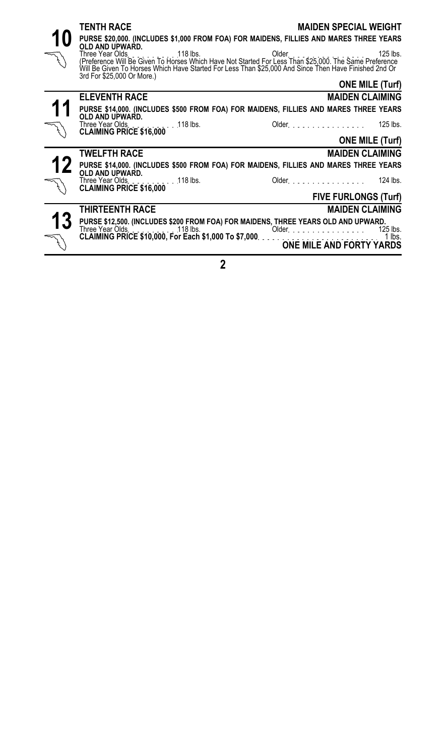## 10

**TENTH RACE** — **MAIDEN SPECIAL WEIGHT**

**PURSE $20,000. (INCLUDES $1,000 FROM FOA) FOR MAIDENS, FILLIES AND MARES THREE YEARS OLD AND UPWARD.**

Three Year Olds . . . . . . . . . . 118 lbs. Older . . . . . . . . . . . . . . . . 125 lbs.

(Preference Will Be Given To Horses Which Have Not Started For Less Than $25,000. The Same Preference Will Be Given To Horses Which Have Started For Less Than $25,000 And Since Then Have Finished 2nd Or 3rd For $25,000 Or More.)

**ONE MILE (Turf)**

## 11

**ELEVENTH RACE** — **MAIDEN CLAIMING**

**PURSE $14,000. (INCLUDES $500 FROM FOA) FOR MAIDENS, FILLIES AND MARES THREE YEARS OLD AND UPWARD.**

Three Year Olds . . . . . . . . . . 118 lbs. Older . . . . . . . . . . . . . . . . 125 lbs.

**CLAIMING PRICE $16,000**

**ONE MILE (Turf)**

## 12

**TWELFTH RACE** — **MAIDEN CLAIMING**

**PURSE $14,000. (INCLUDES $500 FROM FOA) FOR MAIDENS, FILLIES AND MARES THREE YEARS OLD AND UPWARD.**

Three Year Olds . . . . . . . . . . 118 lbs. Older . . . . . . . . . . . . . . . . 124 lbs.

**CLAIMING PRICE $16,000**

**FIVE FURLONGS (Turf)**

## 13

**THIRTEENTH RACE** — **MAIDEN CLAIMING**

**PURSE $12,500. (INCLUDES $200 FROM FOA) FOR MAIDENS, THREE YEARS OLD AND UPWARD.**

Three Year Olds . . . . . . . . . . 118 lbs. Older . . . . . . . . . . . . . . . . 125 lbs.

**CLAIMING PRICE $10,000, For Each $1,000 To $7,000** . . . . . . . . . . . . . . . . . . . . . . . . 1 lbs.

**ONE MILE AND FORTY YARDS**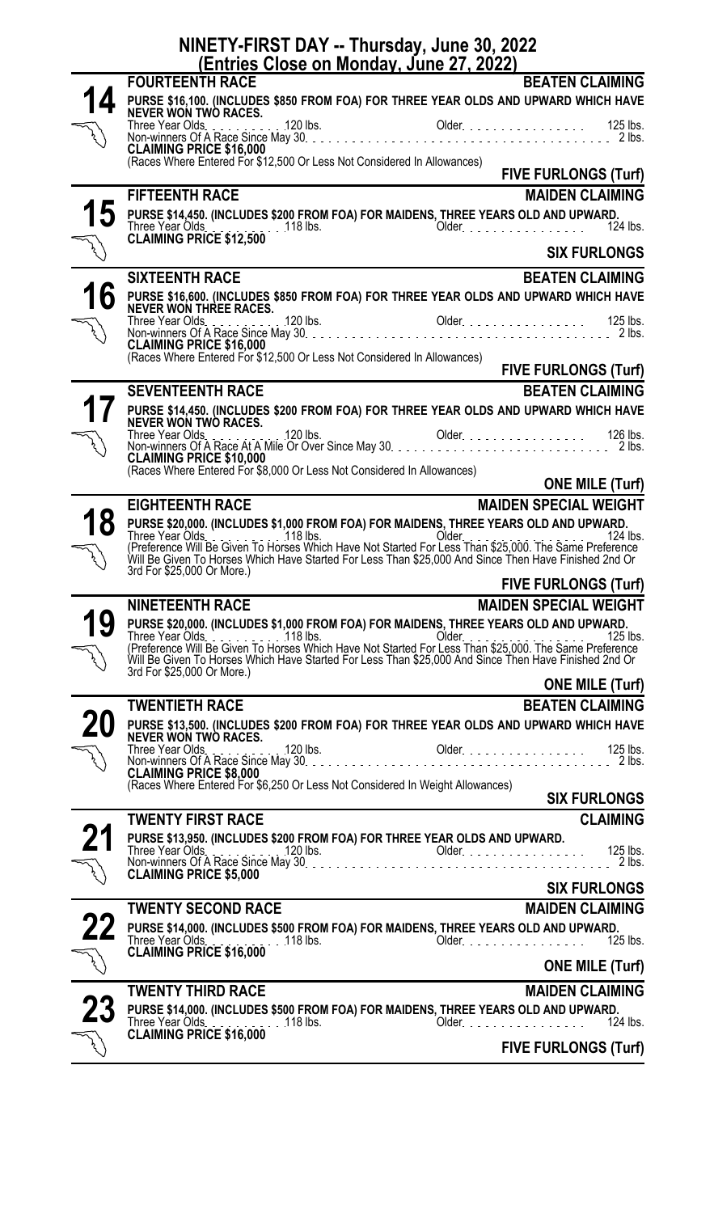# NINETY-FIRST DAY -- Thursday, June 30, 2022
## (Entries Close on Monday, June 27, 2022)

### 14 — FOURTEENTH RACE — BEATEN CLAIMING

**PURSE $16,100. (INCLUDES $850 FROM FOA) FOR THREE YEAR OLDS AND UPWARD WHICH HAVE NEVER WON TWO RACES.**

Three Year Olds . . . . . . . . . . 120 lbs. Older . . . . . . . . . . . . . . . . 125 lbs.
Non-winners Of A Race Since May 30 . . . . . . . . . . 2 lbs.
**CLAIMING PRICE $16,000**
(Races Where Entered For $12,500 Or Less Not Considered In Allowances)

**FIVE FURLONGS (Turf)**

### 15 — FIFTEENTH RACE — MAIDEN CLAIMING

**PURSE $14,450. (INCLUDES $200 FROM FOA) FOR MAIDENS, THREE YEARS OLD AND UPWARD.**

Three Year Olds . . . . . . . . . . 118 lbs. Older . . . . . . . . . . . . . . . . 124 lbs.
**CLAIMING PRICE $12,500**

**SIX FURLONGS**

### 16 — SIXTEENTH RACE — BEATEN CLAIMING

**PURSE $16,600. (INCLUDES $850 FROM FOA) FOR THREE YEAR OLDS AND UPWARD WHICH HAVE NEVER WON THREE RACES.**

Three Year Olds . . . . . . . . . . 120 lbs. Older . . . . . . . . . . . . . . . . 125 lbs.
Non-winners Of A Race Since May 30 . . . . . . . . . . 2 lbs.
**CLAIMING PRICE $16,000**
(Races Where Entered For $12,500 Or Less Not Considered In Allowances)

**FIVE FURLONGS (Turf)**

### 17 — SEVENTEENTH RACE — BEATEN CLAIMING

**PURSE $14,450. (INCLUDES $200 FROM FOA) FOR THREE YEAR OLDS AND UPWARD WHICH HAVE NEVER WON TWO RACES.**

Three Year Olds . . . . . . . . . . 120 lbs. Older . . . . . . . . . . . . . . . . 126 lbs.
Non-winners Of A Race At A Mile Or Over Since May 30 . . . . . . . . . . 2 lbs.
**CLAIMING PRICE $10,000**
(Races Where Entered For $8,000 Or Less Not Considered In Allowances)

**ONE MILE (Turf)**

### 18 — EIGHTEENTH RACE — MAIDEN SPECIAL WEIGHT

**PURSE $20,000. (INCLUDES $1,000 FROM FOA) FOR MAIDENS, THREE YEARS OLD AND UPWARD.**

Three Year Olds . . . . . . . . . . 118 lbs. Older . . . . . . . . . . . . . . . . 124 lbs.
(Preference Will Be Given To Horses Which Have Not Started For Less Than $25,000. The Same Preference Will Be Given To Horses Which Have Started For Less Than $25,000 And Since Then Have Finished 2nd Or 3rd For $25,000 Or More.)

**FIVE FURLONGS (Turf)**

### 19 — NINETEENTH RACE — MAIDEN SPECIAL WEIGHT

**PURSE $20,000. (INCLUDES $1,000 FROM FOA) FOR MAIDENS, THREE YEARS OLD AND UPWARD.**

Three Year Olds . . . . . . . . . . 118 lbs. Older . . . . . . . . . . . . . . . . 125 lbs.
(Preference Will Be Given To Horses Which Have Not Started For Less Than $25,000. The Same Preference Will Be Given To Horses Which Have Started For Less Than $25,000 And Since Then Have Finished 2nd Or 3rd For $25,000 Or More.)

**ONE MILE (Turf)**

### 20 — TWENTIETH RACE — BEATEN CLAIMING

**PURSE $13,500. (INCLUDES $200 FROM FOA) FOR THREE YEAR OLDS AND UPWARD WHICH HAVE NEVER WON TWO RACES.**

Three Year Olds . . . . . . . . . . 120 lbs. Older . . . . . . . . . . . . . . . . 125 lbs.
Non-winners Of A Race Since May 30 . . . . . . . . . . 2 lbs.
**CLAIMING PRICE $8,000**
(Races Where Entered For $6,250 Or Less Not Considered In Weight Allowances)

**SIX FURLONGS**

### 21 — TWENTY FIRST RACE — CLAIMING

**PURSE $13,950. (INCLUDES $200 FROM FOA) FOR THREE YEAR OLDS AND UPWARD.**

Three Year Olds . . . . . . . . . . 120 lbs. Older . . . . . . . . . . . . . . . . 125 lbs.
Non-winners Of A Race Since May 30 . . . . . . . . . . 2 lbs.
**CLAIMING PRICE $5,000**

**SIX FURLONGS**

### 22 — TWENTY SECOND RACE — MAIDEN CLAIMING

**PURSE $14,000. (INCLUDES $500 FROM FOA) FOR MAIDENS, THREE YEARS OLD AND UPWARD.**

Three Year Olds . . . . . . . . . . 118 lbs. Older . . . . . . . . . . . . . . . . 125 lbs.
**CLAIMING PRICE $16,000**

**ONE MILE (Turf)**

### 23 — TWENTY THIRD RACE — MAIDEN CLAIMING

**PURSE $14,000. (INCLUDES $500 FROM FOA) FOR MAIDENS, THREE YEARS OLD AND UPWARD.**

Three Year Olds . . . . . . . . . . 118 lbs. Older . . . . . . . . . . . . . . . . 124 lbs.
**CLAIMING PRICE $16,000**

**FIVE FURLONGS (Turf)**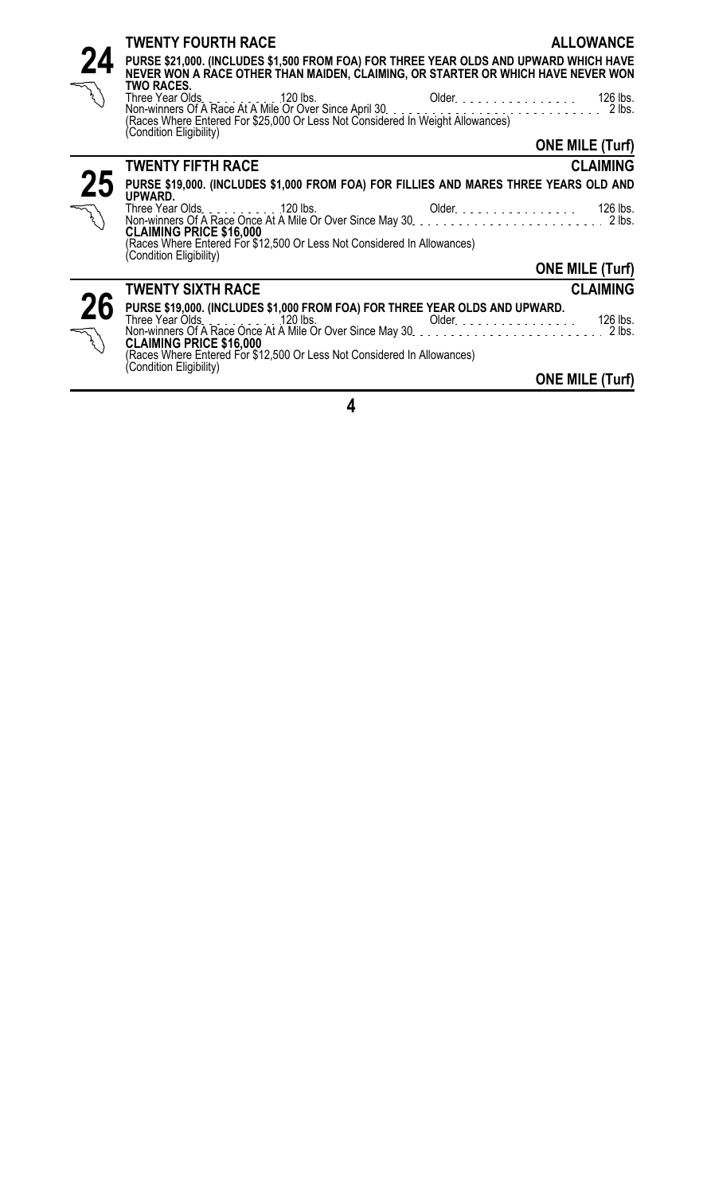## 24 TWENTY FOURTH RACE — ALLOWANCE

**PURSE $21,000. (INCLUDES $1,500 FROM FOA) FOR THREE YEAR OLDS AND UPWARD WHICH HAVE NEVER WON A RACE OTHER THAN MAIDEN, CLAIMING, OR STARTER OR WHICH HAVE NEVER WON TWO RACES.**

Three Year Olds . . . . . . . . . . 120 lbs. Older . . . . . . . . . . . . . . . 126 lbs.
Non-winners Of A Race At A Mile Or Over Since April 30 . . . . . . . . . . . . . . . . . . . . . . . . 2 lbs.
(Races Where Entered For $25,000 Or Less Not Considered In Weight Allowances)
(Condition Eligibility)

**ONE MILE (Turf)**

## 25 TWENTY FIFTH RACE — CLAIMING

**PURSE $19,000. (INCLUDES $1,000 FROM FOA) FOR FILLIES AND MARES THREE YEARS OLD AND UPWARD.**

Three Year Olds . . . . . . . . . . 120 lbs. Older . . . . . . . . . . . . . . . 126 lbs.
Non-winners Of A Race Once At A Mile Or Over Since May 30 . . . . . . . . . . . . . . . . . . . . . . . . 2 lbs.
**CLAIMING PRICE $16,000**
(Races Where Entered For $12,500 Or Less Not Considered In Allowances)
(Condition Eligibility)

**ONE MILE (Turf)**

## 26 TWENTY SIXTH RACE — CLAIMING

**PURSE $19,000. (INCLUDES $1,000 FROM FOA) FOR THREE YEAR OLDS AND UPWARD.**

Three Year Olds . . . . . . . . . . 120 lbs. Older . . . . . . . . . . . . . . . 126 lbs.
Non-winners Of A Race Once At A Mile Or Over Since May 30 . . . . . . . . . . . . . . . . . . . . . . . . 2 lbs.
**CLAIMING PRICE $16,000**
(Races Where Entered For $12,500 Or Less Not Considered In Allowances)
(Condition Eligibility)

**ONE MILE (Turf)**